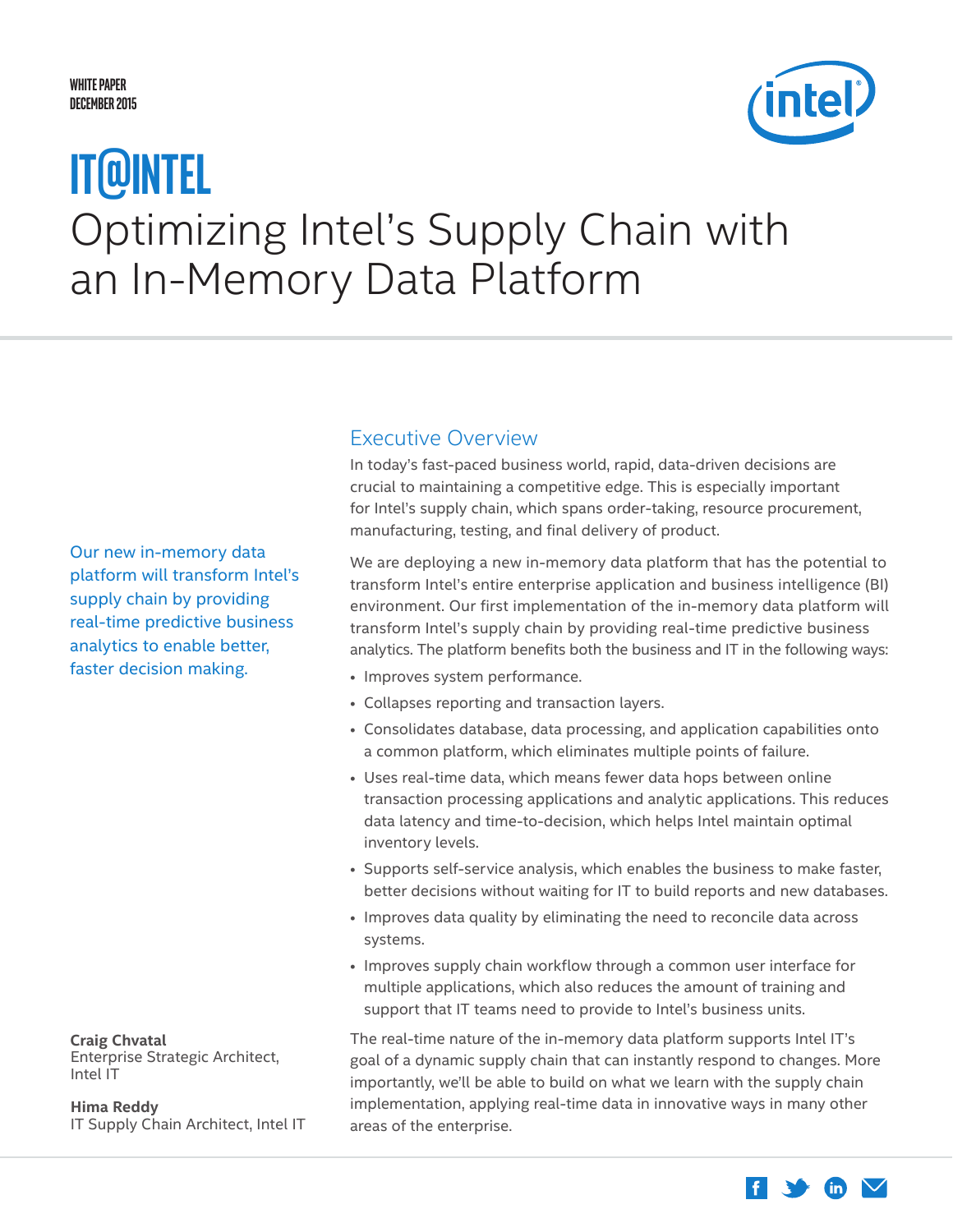WHITE PAPER
DECEMBER 2015

# IT@INTEL
# Optimizing Intel's Supply Chain with an In-Memory Data Platform

Our new in-memory data platform will transform Intel's supply chain by providing real-time predictive business analytics to enable better, faster decision making.

**Craig Chvatal**
Enterprise Strategic Architect, Intel IT

**Hima Reddy**
IT Supply Chain Architect, Intel IT

## Executive Overview

In today's fast-paced business world, rapid, data-driven decisions are crucial to maintaining a competitive edge. This is especially important for Intel's supply chain, which spans order-taking, resource procurement, manufacturing, testing, and final delivery of product.

We are deploying a new in-memory data platform that has the potential to transform Intel's entire enterprise application and business intelligence (BI) environment. Our first implementation of the in-memory data platform will transform Intel's supply chain by providing real-time predictive business analytics. The platform benefits both the business and IT in the following ways:

- Improves system performance.
- Collapses reporting and transaction layers.
- Consolidates database, data processing, and application capabilities onto a common platform, which eliminates multiple points of failure.
- Uses real-time data, which means fewer data hops between online transaction processing applications and analytic applications. This reduces data latency and time-to-decision, which helps Intel maintain optimal inventory levels.
- Supports self-service analysis, which enables the business to make faster, better decisions without waiting for IT to build reports and new databases.
- Improves data quality by eliminating the need to reconcile data across systems.
- Improves supply chain workflow through a common user interface for multiple applications, which also reduces the amount of training and support that IT teams need to provide to Intel's business units.

The real-time nature of the in-memory data platform supports Intel IT's goal of a dynamic supply chain that can instantly respond to changes. More importantly, we'll be able to build on what we learn with the supply chain implementation, applying real-time data in innovative ways in many other areas of the enterprise.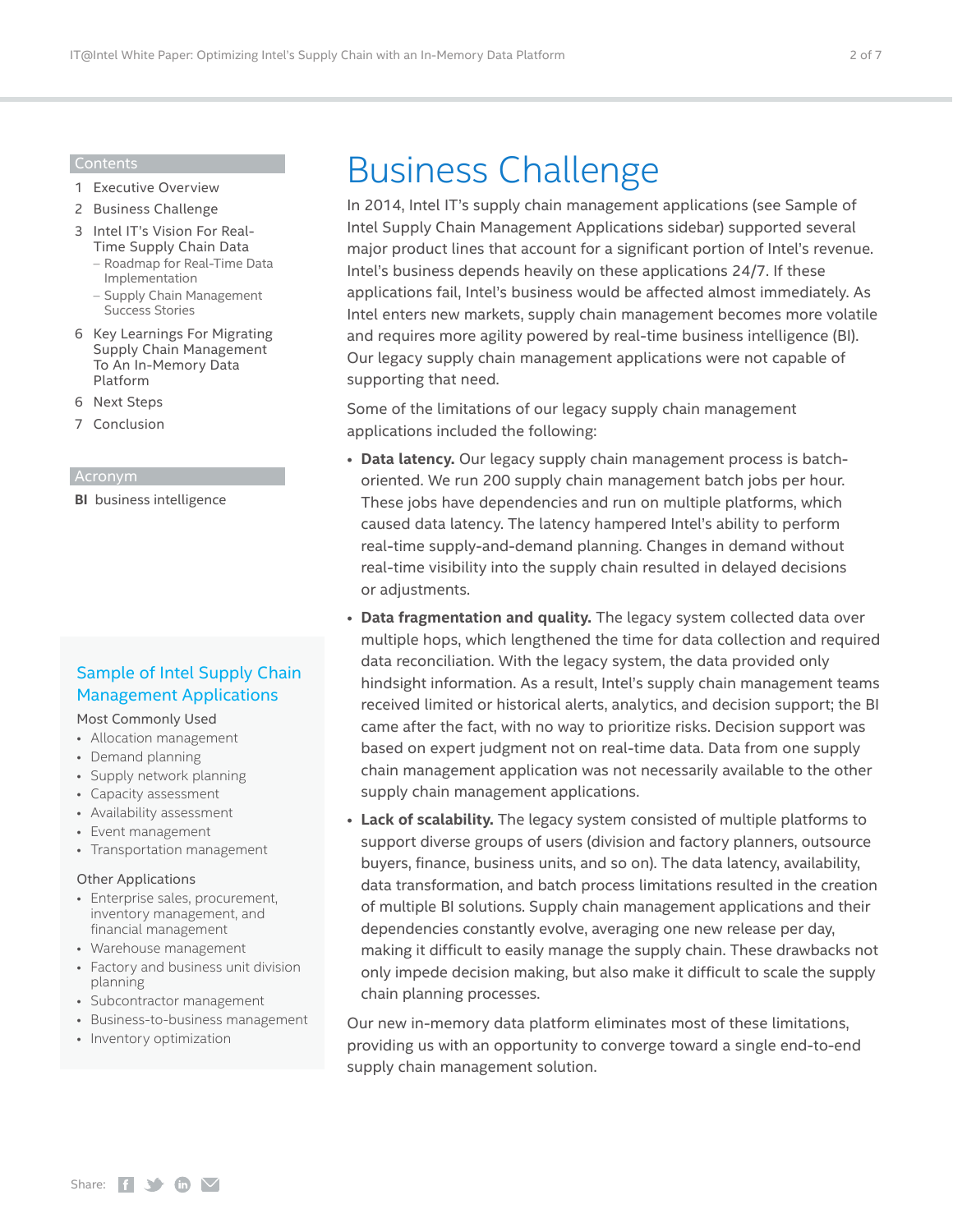## Contents

1 Executive Overview
2 Business Challenge
3 Intel IT's Vision For Real-Time Supply Chain Data
 – Roadmap for Real-Time Data Implementation
 – Supply Chain Management Success Stories
6 Key Learnings For Migrating Supply Chain Management To An In-Memory Data Platform
6 Next Steps
7 Conclusion

## Acronym

**BI** business intelligence

# Business Challenge

In 2014, Intel IT's supply chain management applications (see Sample of Intel Supply Chain Management Applications sidebar) supported several major product lines that account for a significant portion of Intel's revenue. Intel's business depends heavily on these applications 24/7. If these applications fail, Intel's business would be affected almost immediately. As Intel enters new markets, supply chain management becomes more volatile and requires more agility powered by real-time business intelligence (BI). Our legacy supply chain management applications were not capable of supporting that need.

Some of the limitations of our legacy supply chain management applications included the following:

- **Data latency.** Our legacy supply chain management process is batch-oriented. We run 200 supply chain management batch jobs per hour. These jobs have dependencies and run on multiple platforms, which caused data latency. The latency hampered Intel's ability to perform real-time supply-and-demand planning. Changes in demand without real-time visibility into the supply chain resulted in delayed decisions or adjustments.
- **Data fragmentation and quality.** The legacy system collected data over multiple hops, which lengthened the time for data collection and required data reconciliation. With the legacy system, the data provided only hindsight information. As a result, Intel's supply chain management teams received limited or historical alerts, analytics, and decision support; the BI came after the fact, with no way to prioritize risks. Decision support was based on expert judgment not on real-time data. Data from one supply chain management application was not necessarily available to the other supply chain management applications.
- **Lack of scalability.** The legacy system consisted of multiple platforms to support diverse groups of users (division and factory planners, outsource buyers, finance, business units, and so on). The data latency, availability, data transformation, and batch process limitations resulted in the creation of multiple BI solutions. Supply chain management applications and their dependencies constantly evolve, averaging one new release per day, making it difficult to easily manage the supply chain. These drawbacks not only impede decision making, but also make it difficult to scale the supply chain planning processes.

Our new in-memory data platform eliminates most of these limitations, providing us with an opportunity to converge toward a single end-to-end supply chain management solution.

### Sample of Intel Supply Chain Management Applications

Most Commonly Used

- Allocation management
- Demand planning
- Supply network planning
- Capacity assessment
- Availability assessment
- Event management
- Transportation management

Other Applications

- Enterprise sales, procurement, inventory management, and financial management
- Warehouse management
- Factory and business unit division planning
- Subcontractor management
- Business-to-business management
- Inventory optimization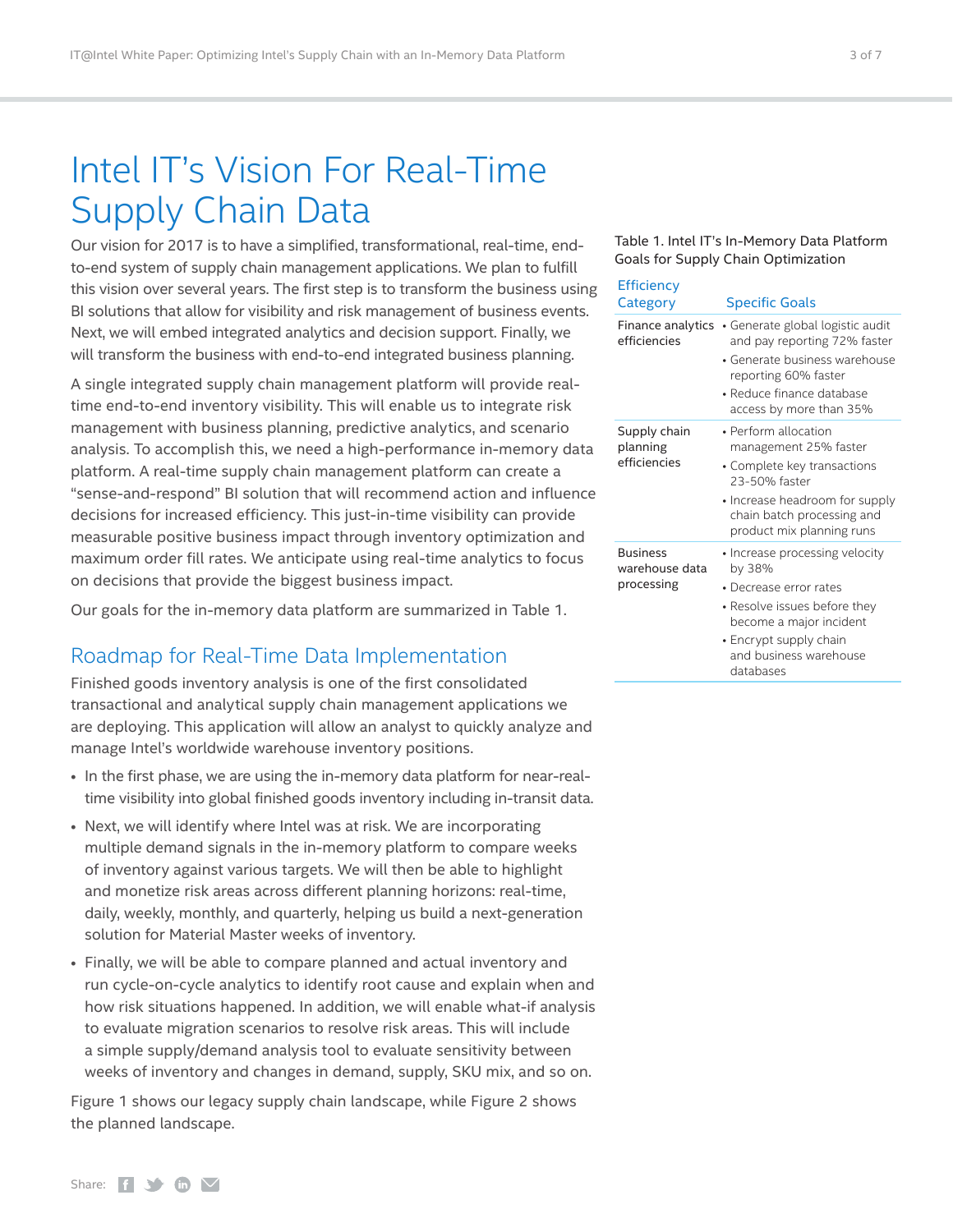# Intel IT's Vision For Real-Time Supply Chain Data

Our vision for 2017 is to have a simplified, transformational, real-time, end-to-end system of supply chain management applications. We plan to fulfill this vision over several years. The first step is to transform the business using BI solutions that allow for visibility and risk management of business events. Next, we will embed integrated analytics and decision support. Finally, we will transform the business with end-to-end integrated business planning.

A single integrated supply chain management platform will provide real-time end-to-end inventory visibility. This will enable us to integrate risk management with business planning, predictive analytics, and scenario analysis. To accomplish this, we need a high-performance in-memory data platform. A real-time supply chain management platform can create a "sense-and-respond" BI solution that will recommend action and influence decisions for increased efficiency. This just-in-time visibility can provide measurable positive business impact through inventory optimization and maximum order fill rates. We anticipate using real-time analytics to focus on decisions that provide the biggest business impact.

Our goals for the in-memory data platform are summarized in Table 1.

Table 1. Intel IT's In-Memory Data Platform Goals for Supply Chain Optimization

| Efficiency Category | Specific Goals |
| --- | --- |
| Finance analytics efficiencies | • Generate global logistic audit and pay reporting 72% faster<br>• Generate business warehouse reporting 60% faster<br>• Reduce finance database access by more than 35% |
| Supply chain planning efficiencies | • Perform allocation management 25% faster<br>• Complete key transactions 23-50% faster<br>• Increase headroom for supply chain batch processing and product mix planning runs |
| Business warehouse data processing | • Increase processing velocity by 38%<br>• Decrease error rates<br>• Resolve issues before they become a major incident<br>• Encrypt supply chain and business warehouse databases |

## Roadmap for Real-Time Data Implementation

Finished goods inventory analysis is one of the first consolidated transactional and analytical supply chain management applications we are deploying. This application will allow an analyst to quickly analyze and manage Intel's worldwide warehouse inventory positions.

- In the first phase, we are using the in-memory data platform for near-real-time visibility into global finished goods inventory including in-transit data.
- Next, we will identify where Intel was at risk. We are incorporating multiple demand signals in the in-memory platform to compare weeks of inventory against various targets. We will then be able to highlight and monetize risk areas across different planning horizons: real-time, daily, weekly, monthly, and quarterly, helping us build a next-generation solution for Material Master weeks of inventory.
- Finally, we will be able to compare planned and actual inventory and run cycle-on-cycle analytics to identify root cause and explain when and how risk situations happened. In addition, we will enable what-if analysis to evaluate migration scenarios to resolve risk areas. This will include a simple supply/demand analysis tool to evaluate sensitivity between weeks of inventory and changes in demand, supply, SKU mix, and so on.

Figure 1 shows our legacy supply chain landscape, while Figure 2 shows the planned landscape.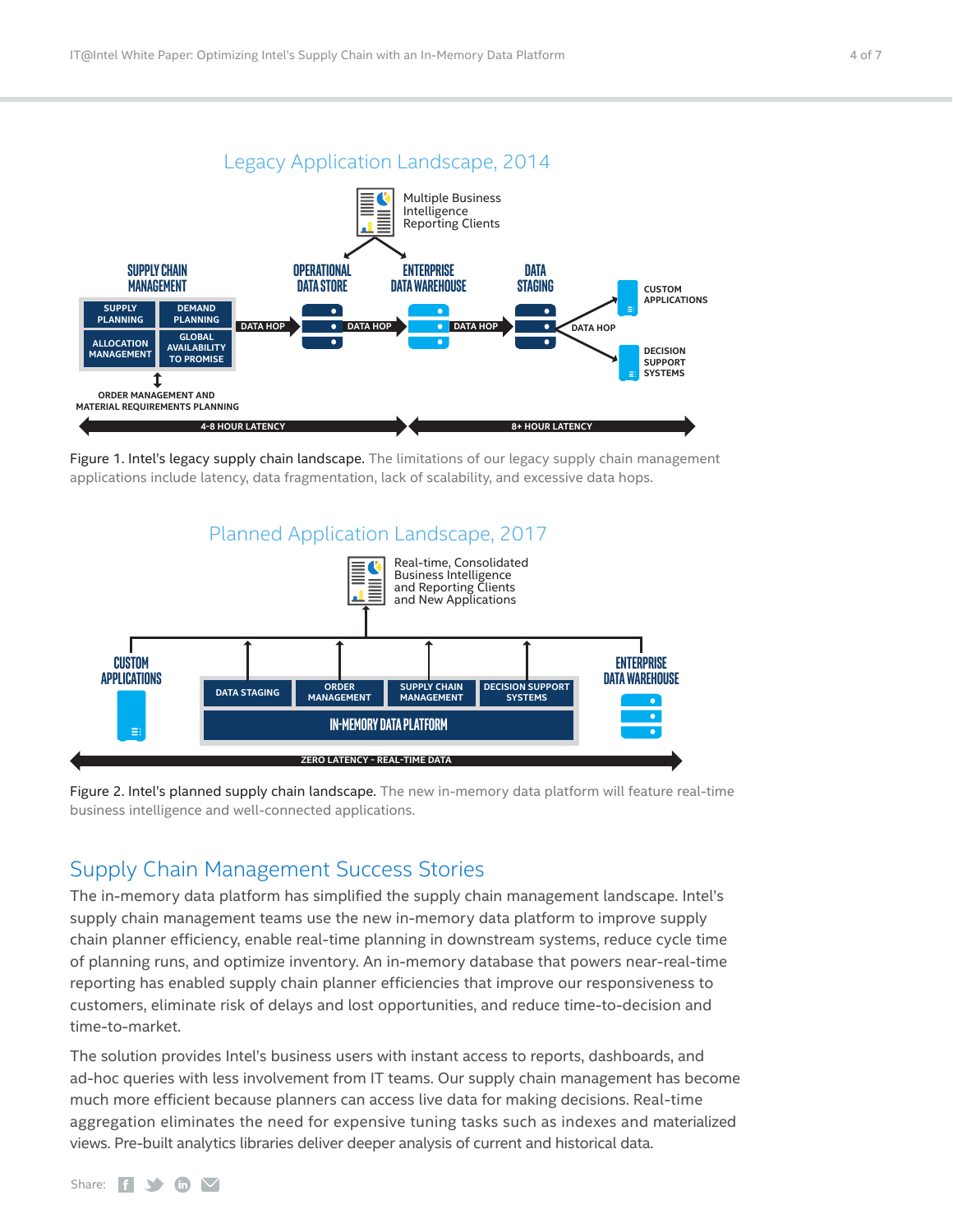## Legacy Application Landscape, 2014

Multiple Business Intelligence Reporting Clients

SUPPLY CHAIN MANAGEMENT — SUPPLY PLANNING, DEMAND PLANNING, ALLOCATION MANAGEMENT, GLOBAL AVAILABILITY TO PROMISE

ORDER MANAGEMENT AND MATERIAL REQUIREMENTS PLANNING

DATA HOP → OPERATIONAL DATA STORE → DATA HOP → ENTERPRISE DATA WAREHOUSE → DATA HOP → DATA STAGING → DATA HOP → CUSTOM APPLICATIONS / DECISION SUPPORT SYSTEMS

4-8 HOUR LATENCY | 8+ HOUR LATENCY

Figure 1. Intel's legacy supply chain landscape. The limitations of our legacy supply chain management applications include latency, data fragmentation, lack of scalability, and excessive data hops.

## Planned Application Landscape, 2017

Real-time, Consolidated Business Intelligence and Reporting Clients and New Applications

CUSTOM APPLICATIONS | DATA STAGING | ORDER MANAGEMENT | SUPPLY CHAIN MANAGEMENT | DECISION SUPPORT SYSTEMS | ENTERPRISE DATA WAREHOUSE

IN-MEMORY DATA PLATFORM

ZERO LATENCY - REAL-TIME DATA

Figure 2. Intel's planned supply chain landscape. The new in-memory data platform will feature real-time business intelligence and well-connected applications.

## Supply Chain Management Success Stories

The in-memory data platform has simplified the supply chain management landscape. Intel's supply chain management teams use the new in-memory data platform to improve supply chain planner efficiency, enable real-time planning in downstream systems, reduce cycle time of planning runs, and optimize inventory. An in-memory database that powers near-real-time reporting has enabled supply chain planner efficiencies that improve our responsiveness to customers, eliminate risk of delays and lost opportunities, and reduce time-to-decision and time-to-market.

The solution provides Intel's business users with instant access to reports, dashboards, and ad-hoc queries with less involvement from IT teams. Our supply chain management has become much more efficient because planners can access live data for making decisions. Real-time aggregation eliminates the need for expensive tuning tasks such as indexes and materialized views. Pre-built analytics libraries deliver deeper analysis of current and historical data.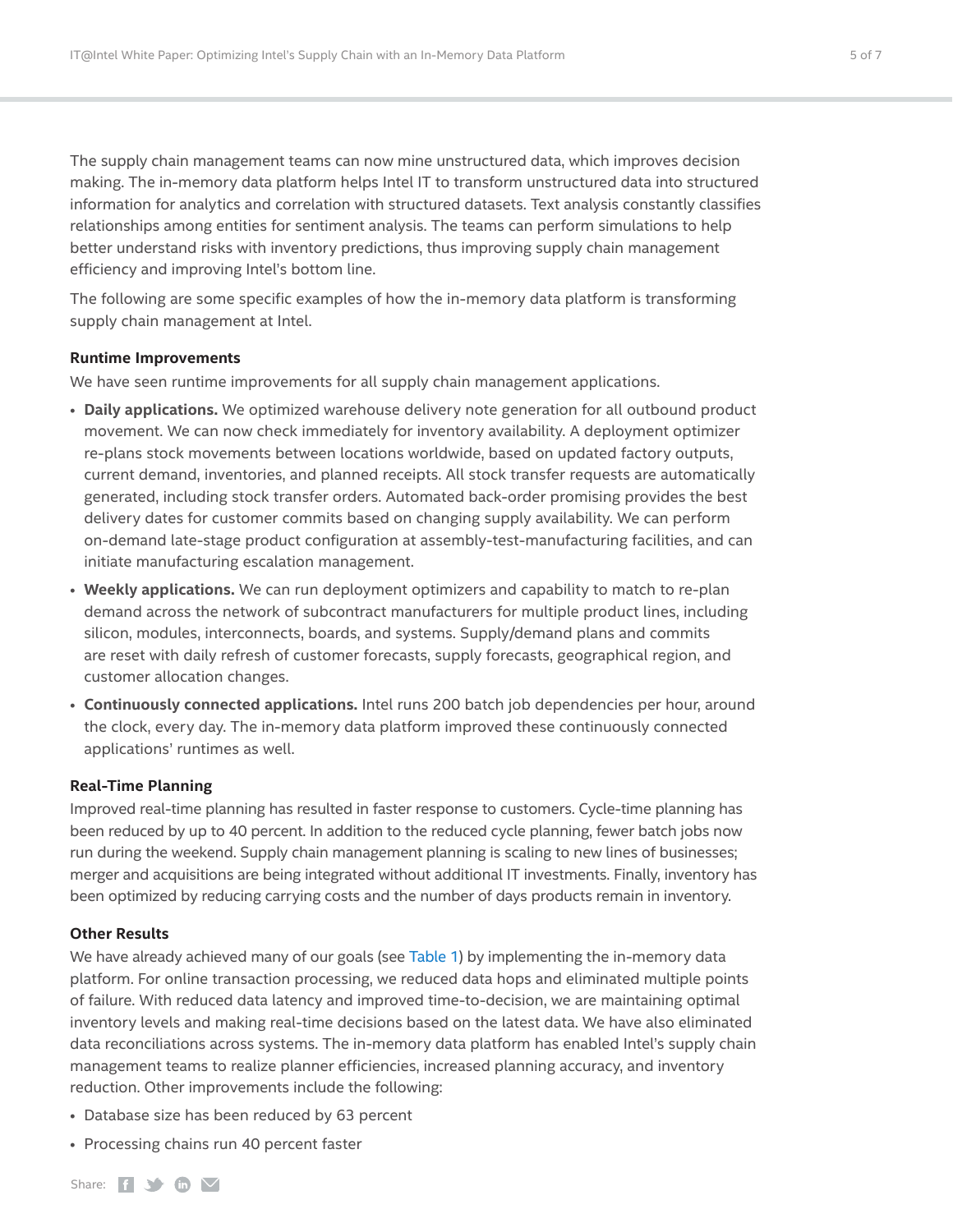The supply chain management teams can now mine unstructured data, which improves decision making. The in-memory data platform helps Intel IT to transform unstructured data into structured information for analytics and correlation with structured datasets. Text analysis constantly classifies relationships among entities for sentiment analysis. The teams can perform simulations to help better understand risks with inventory predictions, thus improving supply chain management efficiency and improving Intel's bottom line.

The following are some specific examples of how the in-memory data platform is transforming supply chain management at Intel.

### Runtime Improvements

We have seen runtime improvements for all supply chain management applications.

- **Daily applications.** We optimized warehouse delivery note generation for all outbound product movement. We can now check immediately for inventory availability. A deployment optimizer re-plans stock movements between locations worldwide, based on updated factory outputs, current demand, inventories, and planned receipts. All stock transfer requests are automatically generated, including stock transfer orders. Automated back-order promising provides the best delivery dates for customer commits based on changing supply availability. We can perform on-demand late-stage product configuration at assembly-test-manufacturing facilities, and can initiate manufacturing escalation management.
- **Weekly applications.** We can run deployment optimizers and capability to match to re-plan demand across the network of subcontract manufacturers for multiple product lines, including silicon, modules, interconnects, boards, and systems. Supply/demand plans and commits are reset with daily refresh of customer forecasts, supply forecasts, geographical region, and customer allocation changes.
- **Continuously connected applications.** Intel runs 200 batch job dependencies per hour, around the clock, every day. The in-memory data platform improved these continuously connected applications' runtimes as well.

### Real-Time Planning

Improved real-time planning has resulted in faster response to customers. Cycle-time planning has been reduced by up to 40 percent. In addition to the reduced cycle planning, fewer batch jobs now run during the weekend. Supply chain management planning is scaling to new lines of businesses; merger and acquisitions are being integrated without additional IT investments. Finally, inventory has been optimized by reducing carrying costs and the number of days products remain in inventory.

### Other Results

We have already achieved many of our goals (see Table 1) by implementing the in-memory data platform. For online transaction processing, we reduced data hops and eliminated multiple points of failure. With reduced data latency and improved time-to-decision, we are maintaining optimal inventory levels and making real-time decisions based on the latest data. We have also eliminated data reconciliations across systems. The in-memory data platform has enabled Intel's supply chain management teams to realize planner efficiencies, increased planning accuracy, and inventory reduction. Other improvements include the following:

- Database size has been reduced by 63 percent
- Processing chains run 40 percent faster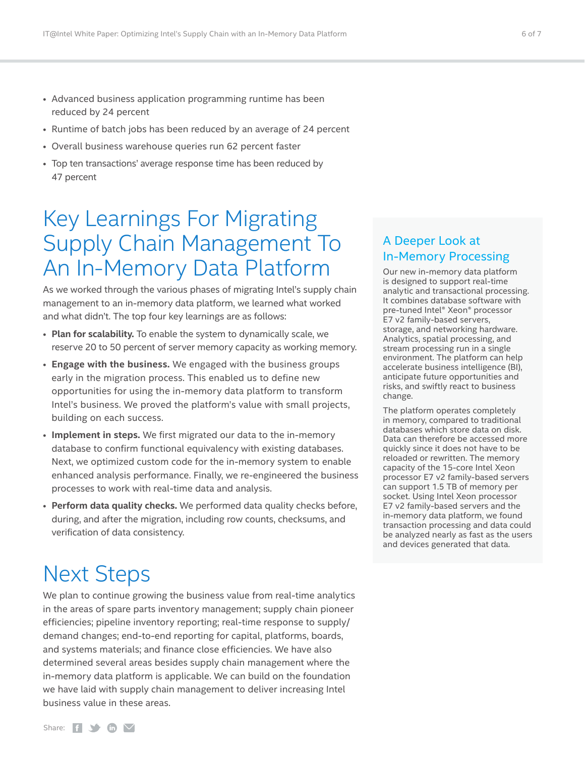- Advanced business application programming runtime has been reduced by 24 percent
- Runtime of batch jobs has been reduced by an average of 24 percent
- Overall business warehouse queries run 62 percent faster
- Top ten transactions' average response time has been reduced by 47 percent

# Key Learnings For Migrating Supply Chain Management To An In-Memory Data Platform

As we worked through the various phases of migrating Intel's supply chain management to an in-memory data platform, we learned what worked and what didn't. The top four key learnings are as follows:

- **Plan for scalability.** To enable the system to dynamically scale, we reserve 20 to 50 percent of server memory capacity as working memory.
- **Engage with the business.** We engaged with the business groups early in the migration process. This enabled us to define new opportunities for using the in-memory data platform to transform Intel's business. We proved the platform's value with small projects, building on each success.
- **Implement in steps.** We first migrated our data to the in-memory database to confirm functional equivalency with existing databases. Next, we optimized custom code for the in-memory system to enable enhanced analysis performance. Finally, we re-engineered the business processes to work with real-time data and analysis.
- **Perform data quality checks.** We performed data quality checks before, during, and after the migration, including row counts, checksums, and verification of data consistency.

# Next Steps

We plan to continue growing the business value from real-time analytics in the areas of spare parts inventory management; supply chain pioneer efficiencies; pipeline inventory reporting; real-time response to supply/demand changes; end-to-end reporting for capital, platforms, boards, and systems materials; and finance close efficiencies. We have also determined several areas besides supply chain management where the in-memory data platform is applicable. We can build on the foundation we have laid with supply chain management to deliver increasing Intel business value in these areas.

## A Deeper Look at In-Memory Processing

Our new in-memory data platform is designed to support real-time analytic and transactional processing. It combines database software with pre-tuned Intel® Xeon® processor E7 v2 family-based servers, storage, and networking hardware. Analytics, spatial processing, and stream processing run in a single environment. The platform can help accelerate business intelligence (BI), anticipate future opportunities and risks, and swiftly react to business change.

The platform operates completely in memory, compared to traditional databases which store data on disk. Data can therefore be accessed more quickly since it does not have to be reloaded or rewritten. The memory capacity of the 15-core Intel Xeon processor E7 v2 family-based servers can support 1.5 TB of memory per socket. Using Intel Xeon processor E7 v2 family-based servers and the in-memory data platform, we found transaction processing and data could be analyzed nearly as fast as the users and devices generated that data.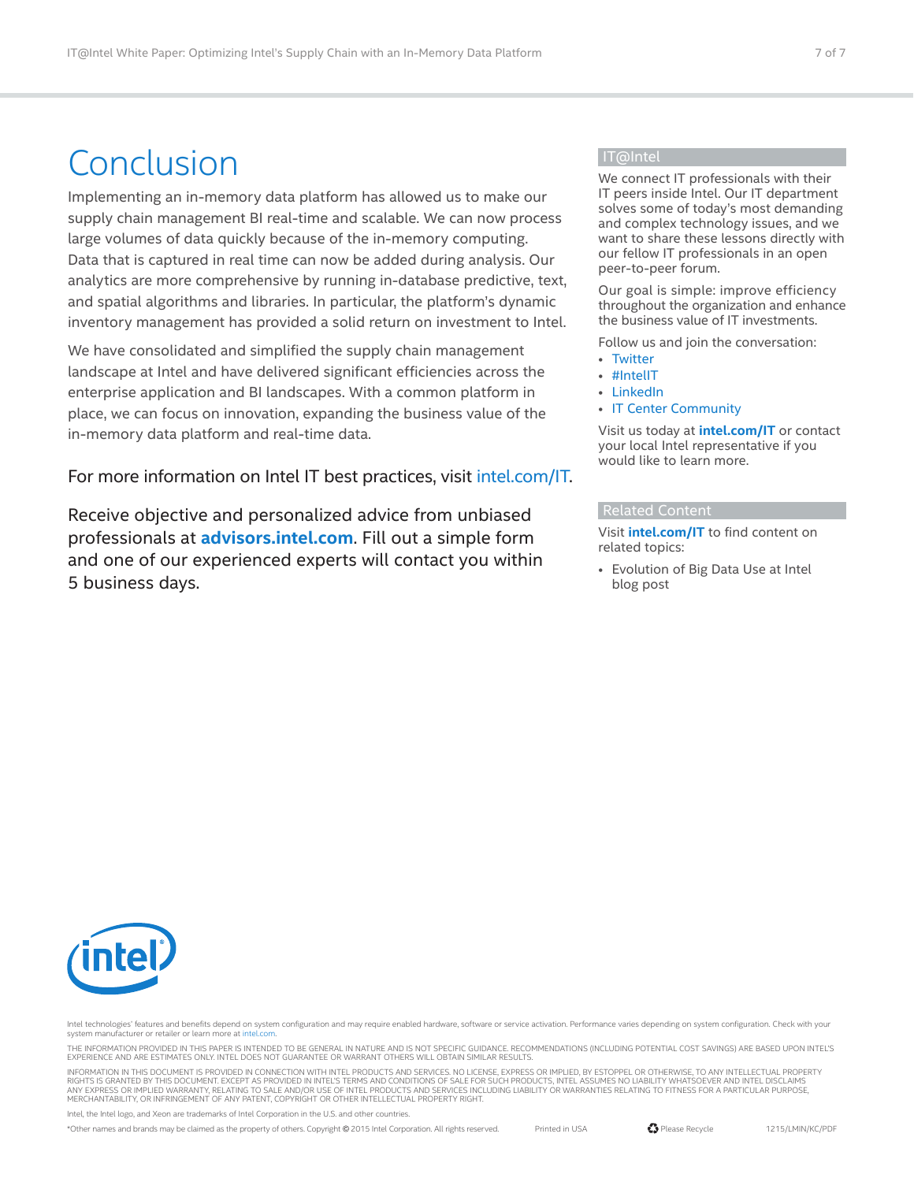# Conclusion

Implementing an in-memory data platform has allowed us to make our supply chain management BI real-time and scalable. We can now process large volumes of data quickly because of the in-memory computing. Data that is captured in real time can now be added during analysis. Our analytics are more comprehensive by running in-database predictive, text, and spatial algorithms and libraries. In particular, the platform's dynamic inventory management has provided a solid return on investment to Intel.

We have consolidated and simplified the supply chain management landscape at Intel and have delivered significant efficiencies across the enterprise application and BI landscapes. With a common platform in place, we can focus on innovation, expanding the business value of the in-memory data platform and real-time data.

For more information on Intel IT best practices, visit intel.com/IT.

Receive objective and personalized advice from unbiased professionals at **advisors.intel.com**. Fill out a simple form and one of our experienced experts will contact you within 5 business days.

## IT@Intel

We connect IT professionals with their IT peers inside Intel. Our IT department solves some of today's most demanding and complex technology issues, and we want to share these lessons directly with our fellow IT professionals in an open peer-to-peer forum.

Our goal is simple: improve efficiency throughout the organization and enhance the business value of IT investments.

Follow us and join the conversation:

- Twitter
- #IntelIT
- LinkedIn
- IT Center Community

Visit us today at **intel.com/IT** or contact your local Intel representative if you would like to learn more.

## Related Content

Visit **intel.com/IT** to find content on related topics:

- Evolution of Big Data Use at Intel blog post

Intel technologies' features and benefits depend on system configuration and may require enabled hardware, software or service activation. Performance varies depending on system configuration. Check with your system manufacturer or retailer or learn more at intel.com.

THE INFORMATION PROVIDED IN THIS PAPER IS INTENDED TO BE GENERAL IN NATURE AND IS NOT SPECIFIC GUIDANCE. RECOMMENDATIONS (INCLUDING POTENTIAL COST SAVINGS) ARE BASED UPON INTEL'S EXPERIENCE AND ARE ESTIMATES ONLY. INTEL DOES NOT GUARANTEE OR WARRANT OTHERS WILL OBTAIN SIMILAR RESULTS.

INFORMATION IN THIS DOCUMENT IS PROVIDED IN CONNECTION WITH INTEL PRODUCTS AND SERVICES. NO LICENSE, EXPRESS OR IMPLIED, BY ESTOPPEL OR OTHERWISE, TO ANY INTELLECTUAL PROPERTY RIGHTS IS GRANTED BY THIS DOCUMENT. EXCEPT AS PROVIDED IN INTEL'S TERMS AND CONDITIONS OF SALE FOR SUCH PRODUCTS, INTEL ASSUMES NO LIABILITY WHATSOEVER AND INTEL DISCLAIMS ANY EXPRESS OR IMPLIED WARRANTY, RELATING TO SALE AND/OR USE OF INTEL PRODUCTS AND SERVICES INCLUDING LIABILITY OR WARRANTIES RELATING TO FITNESS FOR A PARTICULAR PURPOSE, MERCHANTABILITY, OR INFRINGEMENT OF ANY PATENT, COPYRIGHT OR OTHER INTELLECTUAL PROPERTY RIGHT.

Intel, the Intel logo, and Xeon are trademarks of Intel Corporation in the U.S. and other countries.

*Other names and brands may be claimed as the property of others. Copyright © 2015 Intel Corporation. All rights reserved. Printed in USA Please Recycle 1215/LMIN/KC/PDF